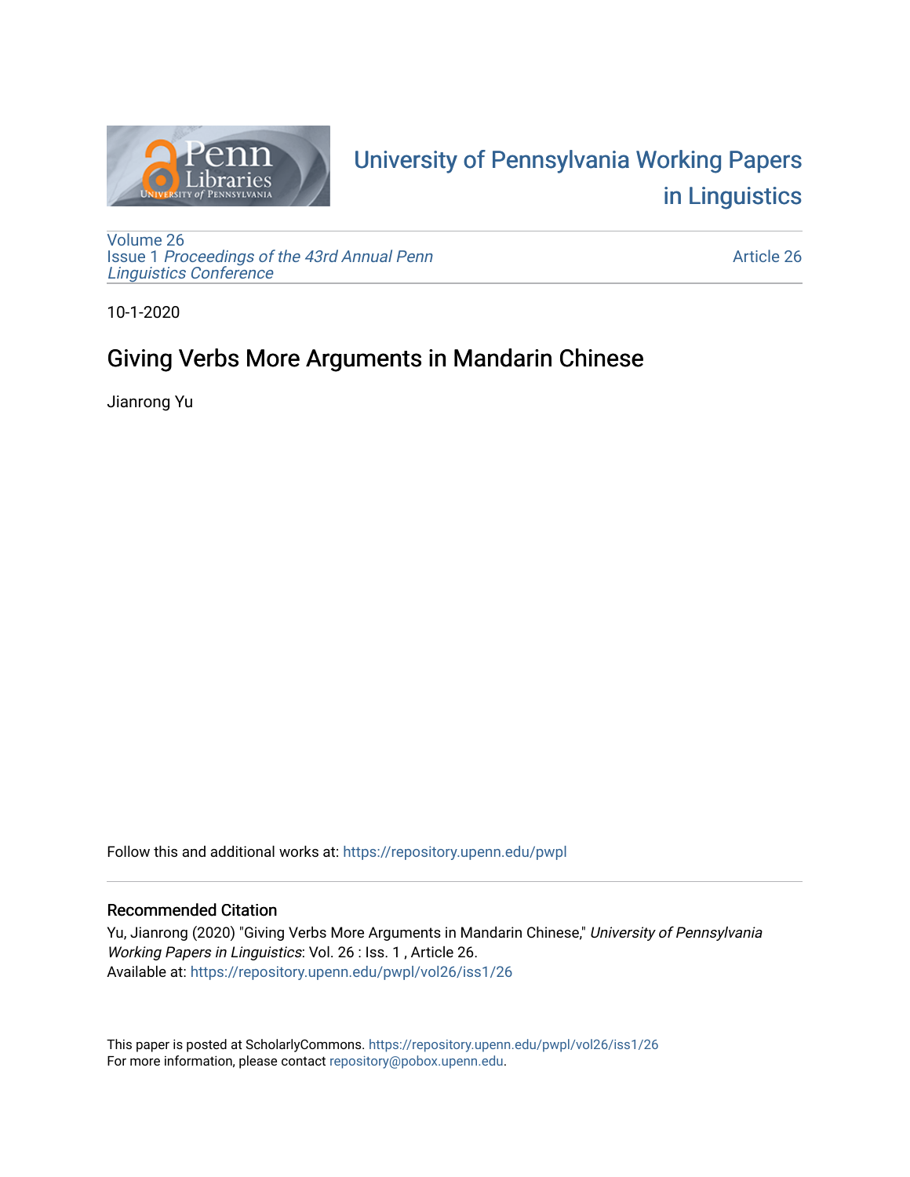University of Pennsylvania Working Papers in Linguistics

Volume 26
Issue 1 *Proceedings of the 43rd Annual Penn Linguistics Conference*

Article 26

10-1-2020

# Giving Verbs More Arguments in Mandarin Chinese

Jianrong Yu

Follow this and additional works at: https://repository.upenn.edu/pwpl

## Recommended Citation

Yu, Jianrong (2020) "Giving Verbs More Arguments in Mandarin Chinese," *University of Pennsylvania Working Papers in Linguistics*: Vol. 26 : Iss. 1 , Article 26.
Available at: https://repository.upenn.edu/pwpl/vol26/iss1/26

This paper is posted at ScholarlyCommons. https://repository.upenn.edu/pwpl/vol26/iss1/26
For more information, please contact repository@pobox.upenn.edu.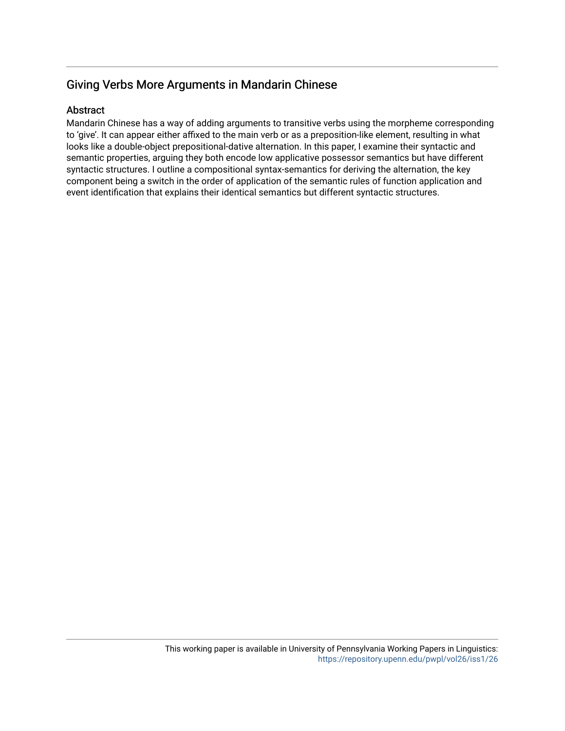# Giving Verbs More Arguments in Mandarin Chinese

## Abstract

Mandarin Chinese has a way of adding arguments to transitive verbs using the morpheme corresponding to 'give'. It can appear either affixed to the main verb or as a preposition-like element, resulting in what looks like a double-object prepositional-dative alternation. In this paper, I examine their syntactic and semantic properties, arguing they both encode low applicative possessor semantics but have different syntactic structures. I outline a compositional syntax-semantics for deriving the alternation, the key component being a switch in the order of application of the semantic rules of function application and event identification that explains their identical semantics but different syntactic structures.

This working paper is available in University of Pennsylvania Working Papers in Linguistics: https://repository.upenn.edu/pwpl/vol26/iss1/26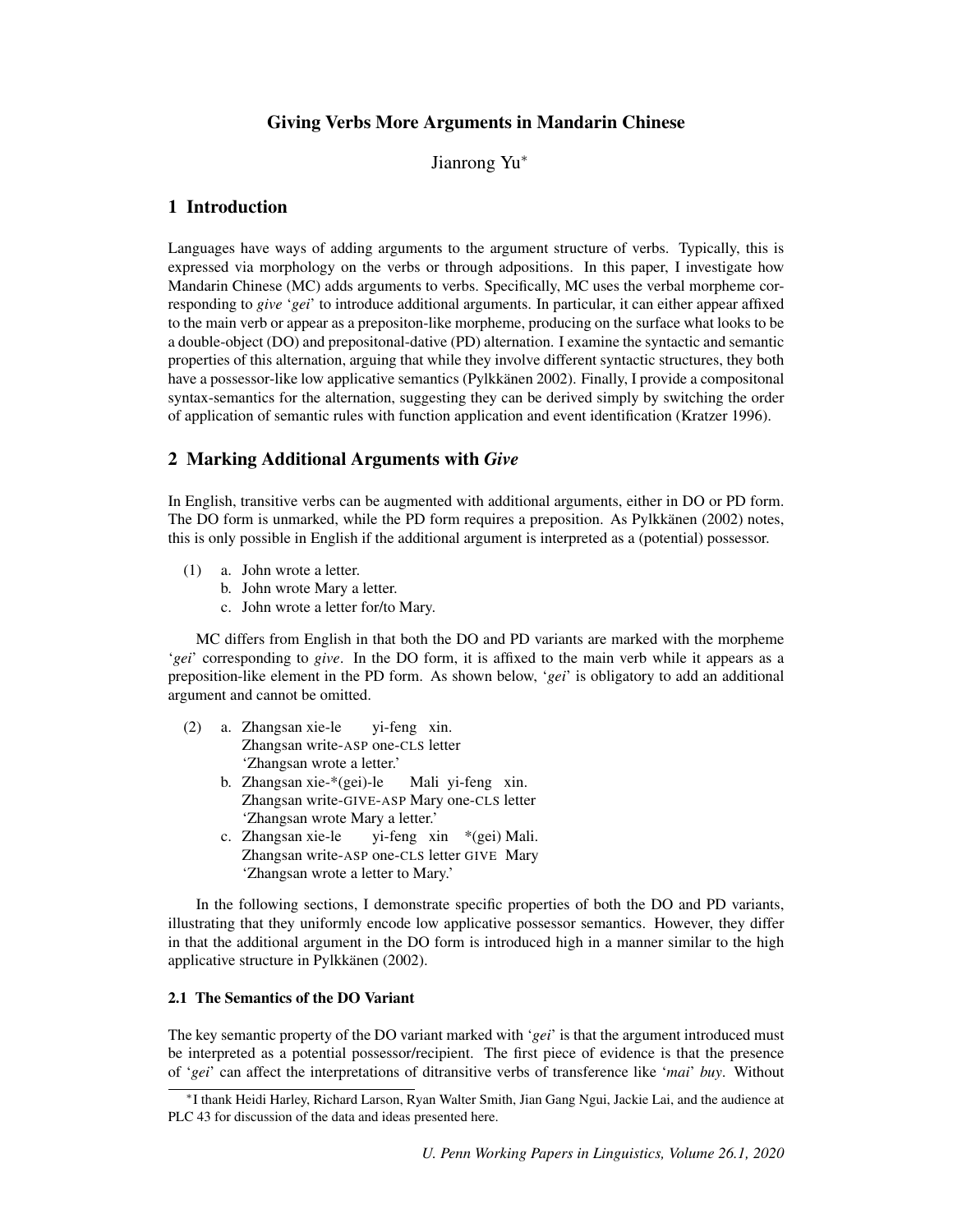# Giving Verbs More Arguments in Mandarin Chinese

Jianrong Yu*

## 1 Introduction

Languages have ways of adding arguments to the argument structure of verbs. Typically, this is expressed via morphology on the verbs or through adpositions. In this paper, I investigate how Mandarin Chinese (MC) adds arguments to verbs. Specifically, MC uses the verbal morpheme corresponding to *give* '*gei*' to introduce additional arguments. In particular, it can either appear affixed to the main verb or appear as a prepositon-like morpheme, producing on the surface what looks to be a double-object (DO) and prepositonal-dative (PD) alternation. I examine the syntactic and semantic properties of this alternation, arguing that while they involve different syntactic structures, they both have a possessor-like low applicative semantics (Pylkkänen 2002). Finally, I provide a compositonal syntax-semantics for the alternation, suggesting they can be derived simply by switching the order of application of semantic rules with function application and event identification (Kratzer 1996).

## 2 Marking Additional Arguments with *Give*

In English, transitive verbs can be augmented with additional arguments, either in DO or PD form. The DO form is unmarked, while the PD form requires a preposition. As Pylkkänen (2002) notes, this is only possible in English if the additional argument is interpreted as a (potential) possessor.

(1) a. John wrote a letter.
    b. John wrote Mary a letter.
    c. John wrote a letter for/to Mary.

MC differs from English in that both the DO and PD variants are marked with the morpheme '*gei*' corresponding to *give*. In the DO form, it is affixed to the main verb while it appears as a preposition-like element in the PD form. As shown below, '*gei*' is obligatory to add an additional argument and cannot be omitted.

(2) a. Zhangsan xie-le yi-feng xin.
       Zhangsan write-ASP one-CLS letter
       'Zhangsan wrote a letter.'
    b. Zhangsan xie-*(gei)-le Mali yi-feng xin.
       Zhangsan write-GIVE-ASP Mary one-CLS letter
       'Zhangsan wrote Mary a letter.'
    c. Zhangsan xie-le yi-feng xin *(gei) Mali.
       Zhangsan write-ASP one-CLS letter GIVE Mary
       'Zhangsan wrote a letter to Mary.'

In the following sections, I demonstrate specific properties of both the DO and PD variants, illustrating that they uniformly encode low applicative possessor semantics. However, they differ in that the additional argument in the DO form is introduced high in a manner similar to the high applicative structure in Pylkkänen (2002).

### 2.1 The Semantics of the DO Variant

The key semantic property of the DO variant marked with '*gei*' is that the argument introduced must be interpreted as a potential possessor/recipient. The first piece of evidence is that the presence of '*gei*' can affect the interpretations of ditransitive verbs of transference like '*mai*' *buy*. Without

*I thank Heidi Harley, Richard Larson, Ryan Walter Smith, Jian Gang Ngui, Jackie Lai, and the audience at PLC 43 for discussion of the data and ideas presented here.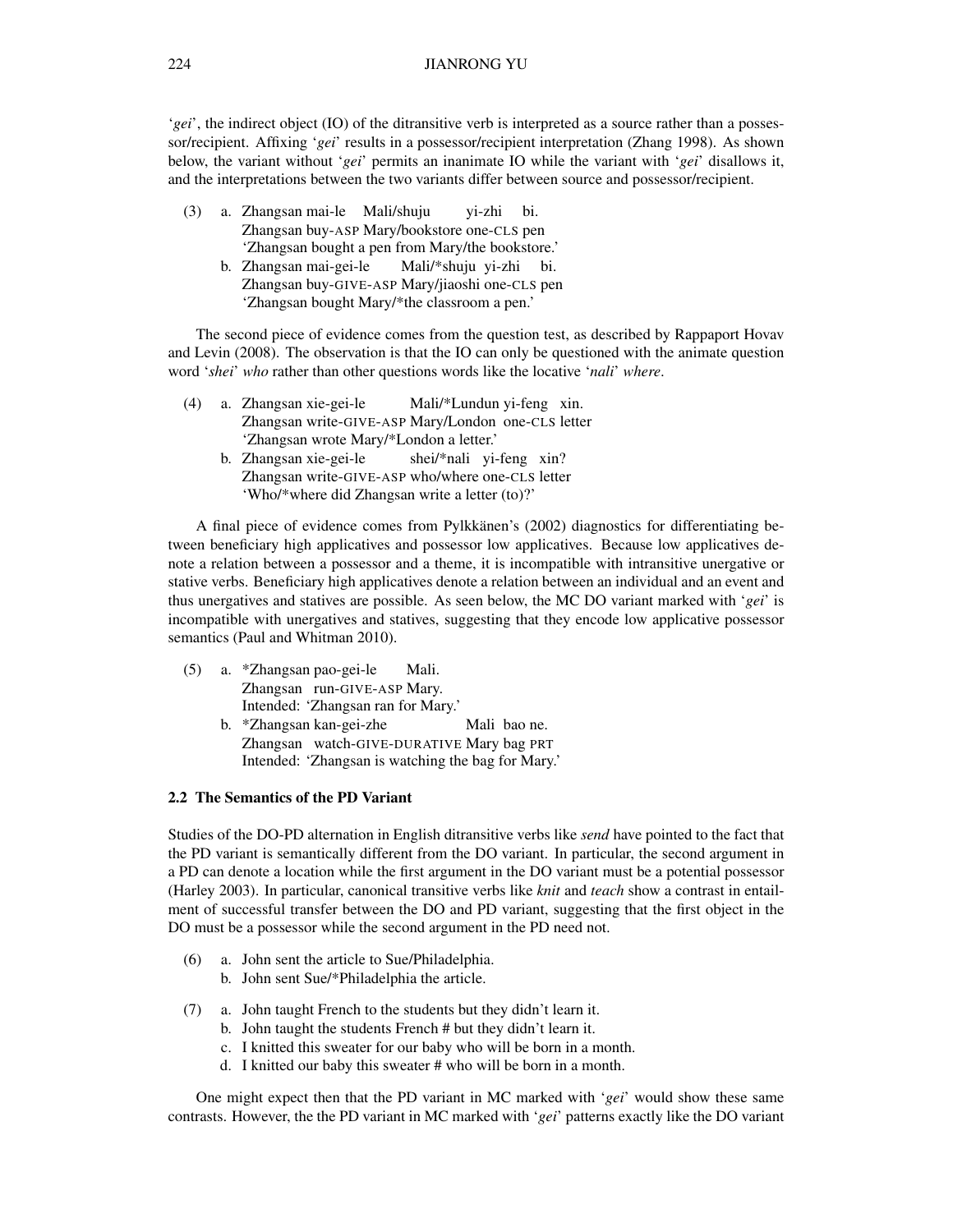'*gei*', the indirect object (IO) of the ditransitive verb is interpreted as a source rather than a possessor/recipient. Affixing '*gei*' results in a possessor/recipient interpretation (Zhang 1998). As shown below, the variant without '*gei*' permits an inanimate IO while the variant with '*gei*' disallows it, and the interpretations between the two variants differ between source and possessor/recipient.

(3) a. Zhangsan mai-le Mali/shuju yi-zhi bi.
   Zhangsan buy-ASP Mary/bookstore one-CLS pen
   'Zhangsan bought a pen from Mary/the bookstore.'

  b. Zhangsan mai-gei-le Mali/*shuju yi-zhi bi.
   Zhangsan buy-GIVE-ASP Mary/jiaoshi one-CLS pen
   'Zhangsan bought Mary/*the classroom a pen.'

The second piece of evidence comes from the question test, as described by Rappaport Hovav and Levin (2008). The observation is that the IO can only be questioned with the animate question word '*shei*' *who* rather than other questions words like the locative '*nali*' *where*.

(4) a. Zhangsan xie-gei-le Mali/*Lundun yi-feng xin.
   Zhangsan write-GIVE-ASP Mary/London one-CLS letter
   'Zhangsan wrote Mary/*London a letter.'

  b. Zhangsan xie-gei-le shei/*nali yi-feng xin?
   Zhangsan write-GIVE-ASP who/where one-CLS letter
   'Who/*where did Zhangsan write a letter (to)?'

A final piece of evidence comes from Pylkkänen's (2002) diagnostics for differentiating between beneficiary high applicatives and possessor low applicatives. Because low applicatives denote a relation between a possessor and a theme, it is incompatible with intransitive unergative or stative verbs. Beneficiary high applicatives denote a relation between an individual and an event and thus unergatives and statives are possible. As seen below, the MC DO variant marked with '*gei*' is incompatible with unergatives and statives, suggesting that they encode low applicative possessor semantics (Paul and Whitman 2010).

(5) a. *Zhangsan pao-gei-le Mali.
   Zhangsan run-GIVE-ASP Mary.
   Intended: 'Zhangsan ran for Mary.'

  b. *Zhangsan kan-gei-zhe Mali bao ne.
   Zhangsan watch-GIVE-DURATIVE Mary bag PRT
   Intended: 'Zhangsan is watching the bag for Mary.'

### 2.2 The Semantics of the PD Variant

Studies of the DO-PD alternation in English ditransitive verbs like *send* have pointed to the fact that the PD variant is semantically different from the DO variant. In particular, the second argument in a PD can denote a location while the first argument in the DO variant must be a potential possessor (Harley 2003). In particular, canonical transitive verbs like *knit* and *teach* show a contrast in entailment of successful transfer between the DO and PD variant, suggesting that the first object in the DO must be a possessor while the second argument in the PD need not.

(6) a. John sent the article to Sue/Philadelphia.

  b. John sent Sue/*Philadelphia the article.

(7) a. John taught French to the students but they didn't learn it.

  b. John taught the students French # but they didn't learn it.

  c. I knitted this sweater for our baby who will be born in a month.

  d. I knitted our baby this sweater # who will be born in a month.

One might expect then that the PD variant in MC marked with '*gei*' would show these same contrasts. However, the the PD variant in MC marked with '*gei*' patterns exactly like the DO variant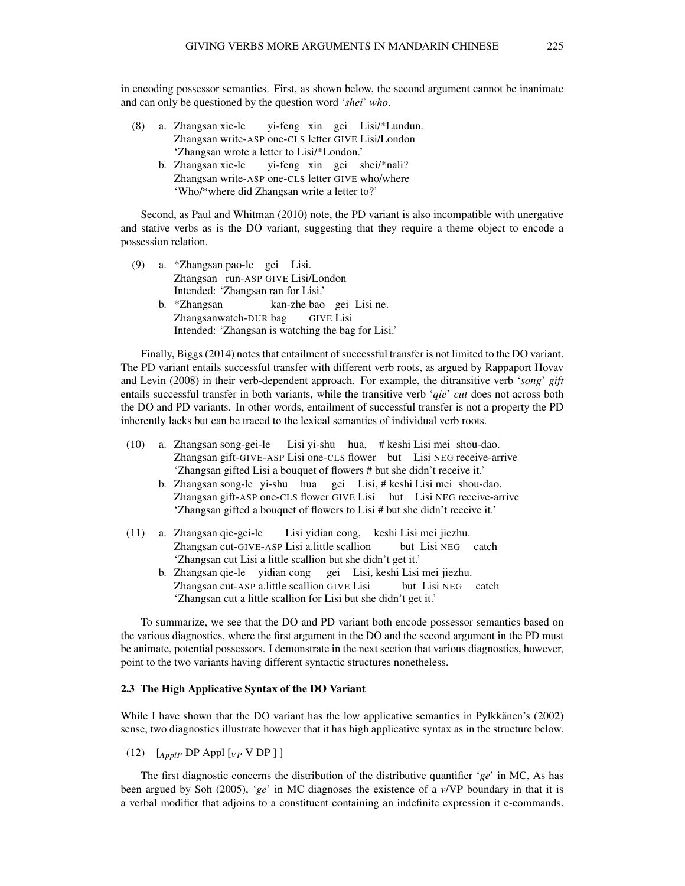in encoding possessor semantics. First, as shown below, the second argument cannot be inanimate and can only be questioned by the question word '*shei*' *who*.

(8) a. Zhangsan xie-le yi-feng xin gei Lisi/*Lundun.
Zhangsan write-ASP one-CLS letter GIVE Lisi/London
'Zhangsan wrote a letter to Lisi/*London.'

b. Zhangsan xie-le yi-feng xin gei shei/*nali?
Zhangsan write-ASP one-CLS letter GIVE who/where
'Who/*where did Zhangsan write a letter to?'

Second, as Paul and Whitman (2010) note, the PD variant is also incompatible with unergative and stative verbs as is the DO variant, suggesting that they require a theme object to encode a possession relation.

(9) a. *Zhangsan pao-le gei Lisi.
Zhangsan run-ASP GIVE Lisi/London
Intended: 'Zhangsan ran for Lisi.'

b. *Zhangsan kan-zhe bao gei Lisi ne.
Zhangsanwatch-DUR bag GIVE Lisi
Intended: 'Zhangsan is watching the bag for Lisi.'

Finally, Biggs (2014) notes that entailment of successful transfer is not limited to the DO variant. The PD variant entails successful transfer with different verb roots, as argued by Rappaport Hovav and Levin (2008) in their verb-dependent approach. For example, the ditransitive verb '*song*' *gift* entails successful transfer in both variants, while the transitive verb '*qie*' *cut* does not across both the DO and PD variants. In other words, entailment of successful transfer is not a property the PD inherently lacks but can be traced to the lexical semantics of individual verb roots.

(10) a. Zhangsan song-gei-le Lisi yi-shu hua, # keshi Lisi mei shou-dao.
Zhangsan gift-GIVE-ASP Lisi one-CLS flower but Lisi NEG receive-arrive
'Zhangsan gifted Lisi a bouquet of flowers # but she didn't receive it.'

b. Zhangsan song-le yi-shu hua gei Lisi, # keshi Lisi mei shou-dao.
Zhangsan gift-ASP one-CLS flower GIVE Lisi but Lisi NEG receive-arrive
'Zhangsan gifted a bouquet of flowers to Lisi # but she didn't receive it.'

(11) a. Zhangsan qie-gei-le Lisi yidian cong, keshi Lisi mei jiezhu.
Zhangsan cut-GIVE-ASP Lisi a.little scallion but Lisi NEG catch
'Zhangsan cut Lisi a little scallion but she didn't get it.'

b. Zhangsan qie-le yidian cong gei Lisi, keshi Lisi mei jiezhu.
Zhangsan cut-ASP a.little scallion GIVE Lisi but Lisi NEG catch
'Zhangsan cut a little scallion for Lisi but she didn't get it.'

To summarize, we see that the DO and PD variant both encode possessor semantics based on the various diagnostics, where the first argument in the DO and the second argument in the PD must be animate, potential possessors. I demonstrate in the next section that various diagnostics, however, point to the two variants having different syntactic structures nonetheless.

### 2.3 The High Applicative Syntax of the DO Variant

While I have shown that the DO variant has the low applicative semantics in Pylkkänen's (2002) sense, two diagnostics illustrate however that it has high applicative syntax as in the structure below.

(12) $[_{ApplP}$ DP Appl $[_{VP}$ V DP ] ]

The first diagnostic concerns the distribution of the distributive quantifier '*ge*' in MC, As has been argued by Soh (2005), '*ge*' in MC diagnoses the existence of a *v*/VP boundary in that it is a verbal modifier that adjoins to a constituent containing an indefinite expression it c-commands.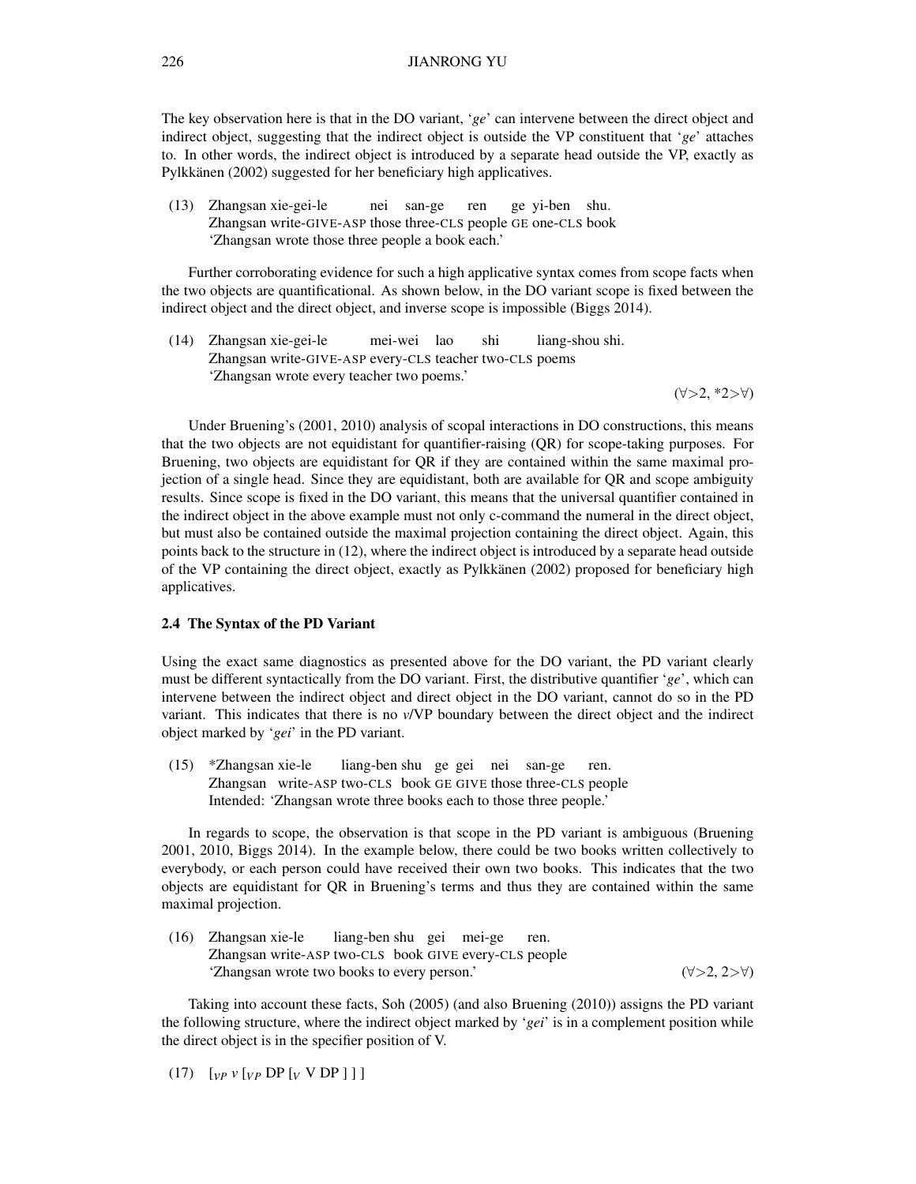The key observation here is that in the DO variant, '*ge*' can intervene between the direct object and indirect object, suggesting that the indirect object is outside the VP constituent that '*ge*' attaches to. In other words, the indirect object is introduced by a separate head outside the VP, exactly as Pylkkänen (2002) suggested for her beneficiary high applicatives.

(13) Zhangsan xie-gei-le nei san-ge ren ge yi-ben shu.
Zhangsan write-GIVE-ASP those three-CLS people GE one-CLS book
'Zhangsan wrote those three people a book each.'

Further corroborating evidence for such a high applicative syntax comes from scope facts when the two objects are quantificational. As shown below, in the DO variant scope is fixed between the indirect object and the direct object, and inverse scope is impossible (Biggs 2014).

(14) Zhangsan xie-gei-le mei-wei lao shi liang-shou shi.
Zhangsan write-GIVE-ASP every-CLS teacher two-CLS poems
'Zhangsan wrote every teacher two poems.'

($\forall$>2, *2>$\forall$)

Under Bruening's (2001, 2010) analysis of scopal interactions in DO constructions, this means that the two objects are not equidistant for quantifier-raising (QR) for scope-taking purposes. For Bruening, two objects are equidistant for QR if they are contained within the same maximal projection of a single head. Since they are equidistant, both are available for QR and scope ambiguity results. Since scope is fixed in the DO variant, this means that the universal quantifier contained in the indirect object in the above example must not only c-command the numeral in the direct object, but must also be contained outside the maximal projection containing the direct object. Again, this points back to the structure in (12), where the indirect object is introduced by a separate head outside of the VP containing the direct object, exactly as Pylkkänen (2002) proposed for beneficiary high applicatives.

### 2.4 The Syntax of the PD Variant

Using the exact same diagnostics as presented above for the DO variant, the PD variant clearly must be different syntactically from the DO variant. First, the distributive quantifier '*ge*', which can intervene between the indirect object and direct object in the DO variant, cannot do so in the PD variant. This indicates that there is no *v*/VP boundary between the direct object and the indirect object marked by '*gei*' in the PD variant.

(15) *Zhangsan xie-le liang-ben shu ge gei nei san-ge ren.
Zhangsan write-ASP two-CLS book GE GIVE those three-CLS people
Intended: 'Zhangsan wrote three books each to those three people.'

In regards to scope, the observation is that scope in the PD variant is ambiguous (Bruening 2001, 2010, Biggs 2014). In the example below, there could be two books written collectively to everybody, or each person could have received their own two books. This indicates that the two objects are equidistant for QR in Bruening's terms and thus they are contained within the same maximal projection.

(16) Zhangsan xie-le liang-ben shu gei mei-ge ren.
Zhangsan write-ASP two-CLS book GIVE every-CLS people
'Zhangsan wrote two books to every person.' ($\forall$>2, 2>$\forall$)

Taking into account these facts, Soh (2005) (and also Bruening (2010)) assigns the PD variant the following structure, where the indirect object marked by '*gei*' is in a complement position while the direct object is in the specifier position of V.

(17) [$_{vP}$ *v* [$_{VP}$ DP [$_{V}$ V DP ] ] ]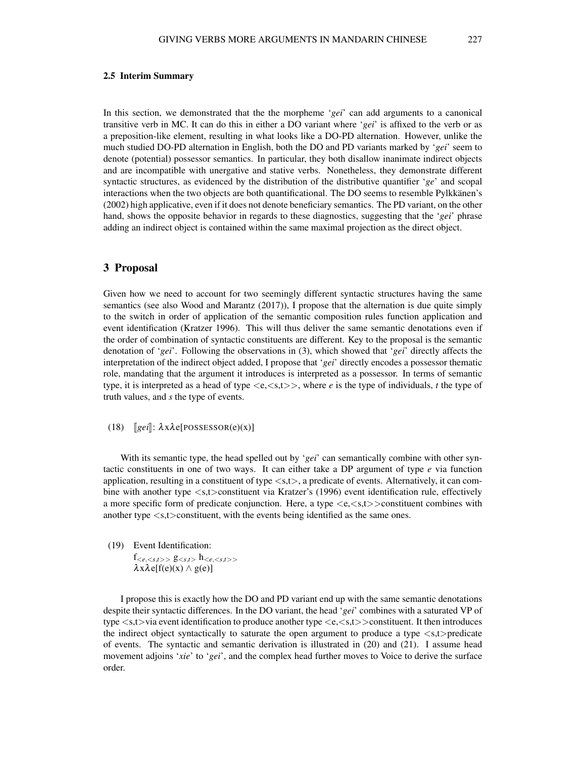### 2.5 Interim Summary

In this section, we demonstrated that the the morpheme '*gei*' can add arguments to a canonical transitive verb in MC. It can do this in either a DO variant where '*gei*' is affixed to the verb or as a preposition-like element, resulting in what looks like a DO-PD alternation. However, unlike the much studied DO-PD alternation in English, both the DO and PD variants marked by '*gei*' seem to denote (potential) possessor semantics. In particular, they both disallow inanimate indirect objects and are incompatible with unergative and stative verbs. Nonetheless, they demonstrate different syntactic structures, as evidenced by the distribution of the distributive quantifier '*ge*' and scopal interactions when the two objects are both quantificational. The DO seems to resemble Pylkkänen's (2002) high applicative, even if it does not denote beneficiary semantics. The PD variant, on the other hand, shows the opposite behavior in regards to these diagnostics, suggesting that the '*gei*' phrase adding an indirect object is contained within the same maximal projection as the direct object.

## 3 Proposal

Given how we need to account for two seemingly different syntactic structures having the same semantics (see also Wood and Marantz (2017)), I propose that the alternation is due quite simply to the switch in order of application of the semantic composition rules function application and event identification (Kratzer 1996). This will thus deliver the same semantic denotations even if the order of combination of syntactic constituents are different. Key to the proposal is the semantic denotation of '*gei*'. Following the observations in (3), which showed that '*gei*' directly affects the interpretation of the indirect object added, I propose that '*gei*' directly encodes a possessor thematic role, mandating that the argument it introduces is interpreted as a possessor. In terms of semantic type, it is interpreted as a head of type <e,<s,t>>, where *e* is the type of individuals, *t* the type of truth values, and *s* the type of events.

(18) $[\![gei]\!]$: $\lambda x \lambda e[\text{POSSESSOR}(e)(x)]$

With its semantic type, the head spelled out by '*gei*' can semantically combine with other syntactic constituents in one of two ways. It can either take a DP argument of type *e* via function application, resulting in a constituent of type <s,t>, a predicate of events. Alternatively, it can combine with another type <s,t>constituent via Kratzer's (1996) event identification rule, effectively a more specific form of predicate conjunction. Here, a type <e,<s,t>>constituent combines with another type <s,t>constituent, with the events being identified as the same ones.

(19) Event Identification:
$f_{<e,<s,t>>}\ g_{<s,t>}\ h_{<e,<s,t>>}$
$\lambda x \lambda e[f(e)(x) \wedge g(e)]$

I propose this is exactly how the DO and PD variant end up with the same semantic denotations despite their syntactic differences. In the DO variant, the head '*gei*' combines with a saturated VP of type <s,t>via event identification to produce another type <e,<s,t>>constituent. It then introduces the indirect object syntactically to saturate the open argument to produce a type <s,t>predicate of events. The syntactic and semantic derivation is illustrated in (20) and (21). I assume head movement adjoins '*xie*' to '*gei*', and the complex head further moves to Voice to derive the surface order.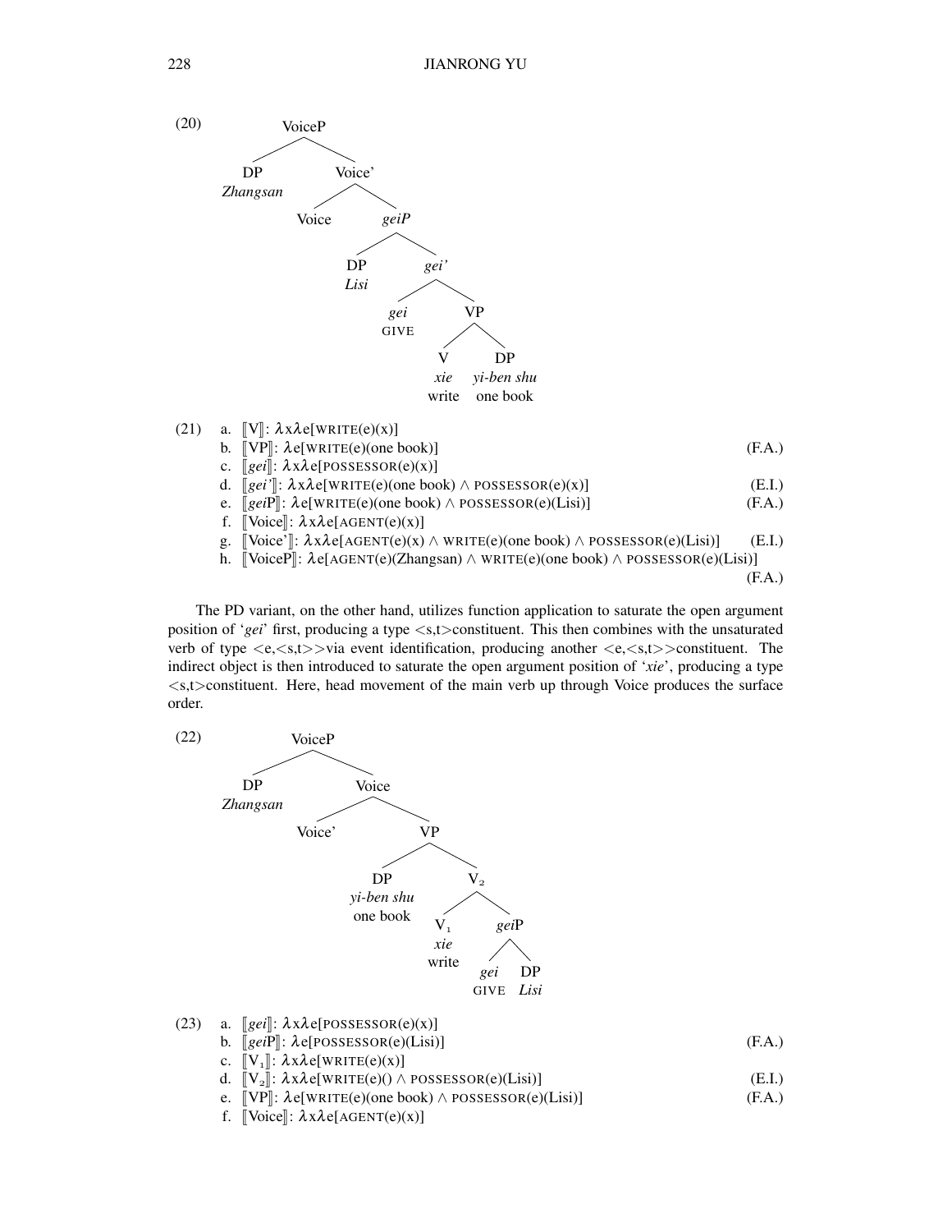(20)

```
VoiceP
├── DP
│   Zhangsan
└── Voice'
    ├── Voice
    └── geiP
        ├── DP
        │   Lisi
        └── gei'
            ├── gei
            │   GIVE
            └── VP
                ├── V
                │   xie
                │   write
                └── DP
                    yi-ben shu
                    one book
```

(21)
a. ⟦V⟧: λxλe[WRITE(e)(x)]
b. ⟦VP⟧: λe[WRITE(e)(one book)] (F.A.)
c. ⟦*gei*⟧: λxλe[POSSESSOR(e)(x)]
d. ⟦*gei'*⟧: λxλe[WRITE(e)(one book) ∧ POSSESSOR(e)(x)] (E.I.)
e. ⟦*gei*P⟧: λe[WRITE(e)(one book) ∧ POSSESSOR(e)(Lisi)] (F.A.)
f. ⟦Voice⟧: λxλe[AGENT(e)(x)]
g. ⟦Voice'⟧: λxλe[AGENT(e)(x) ∧ WRITE(e)(one book) ∧ POSSESSOR(e)(Lisi)] (E.I.)
h. ⟦VoiceP⟧: λe[AGENT(e)(Zhangsan) ∧ WRITE(e)(one book) ∧ POSSESSOR(e)(Lisi)] (F.A.)

The PD variant, on the other hand, utilizes function application to saturate the open argument position of '*gei*' first, producing a type <s,t>constituent. This then combines with the unsaturated verb of type <e,<s,t>>via event identification, producing another <e,<s,t>>constituent. The indirect object is then introduced to saturate the open argument position of '*xie*', producing a type <s,t>constituent. Here, head movement of the main verb up through Voice produces the surface order.

(22)

```
VoiceP
├── DP
│   Zhangsan
└── Voice
    ├── Voice'
    └── VP
        ├── DP
        │   yi-ben shu
        │   one book
        └── V2
            ├── V1
            │   xie
            │   write
            └── geiP
                ├── gei
                │   GIVE
                └── DP
                    Lisi
```

(23)
a. ⟦*gei*⟧: λxλe[POSSESSOR(e)(x)]
b. ⟦*gei*P⟧: λe[POSSESSOR(e)(Lisi)] (F.A.)
c. ⟦$V_1$⟧: λxλe[WRITE(e)(x)]
d. ⟦$V_2$⟧: λxλe[WRITE(e)() ∧ POSSESSOR(e)(Lisi)] (E.I.)
e. ⟦VP⟧: λe[WRITE(e)(one book) ∧ POSSESSOR(e)(Lisi)] (F.A.)
f. ⟦Voice⟧: λxλe[AGENT(e)(x)]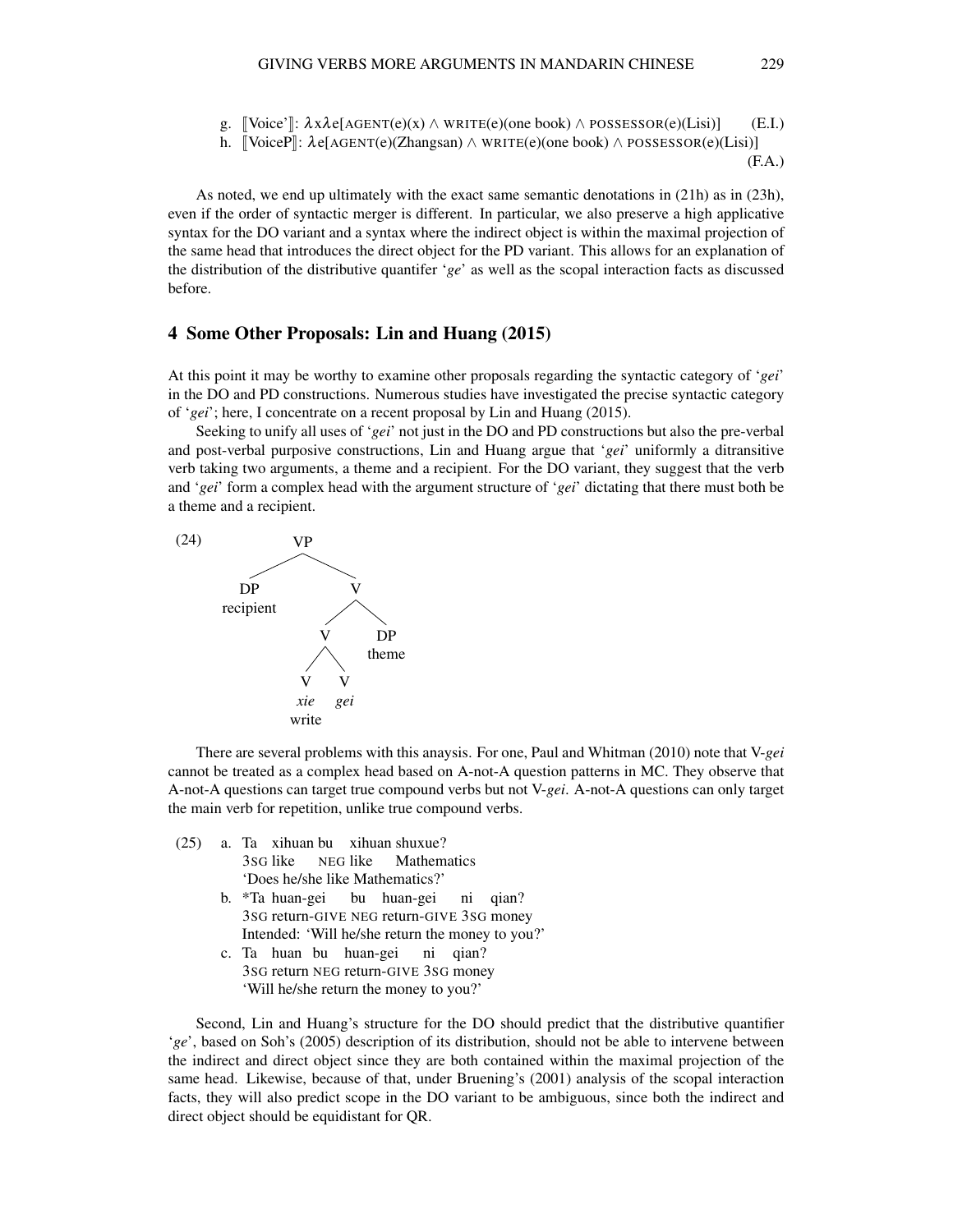g. ⟦Voice'⟧: $\lambda x \lambda e$[AGENT(e)(x) ∧ WRITE(e)(one book) ∧ POSSESSOR(e)(Lisi)] (E.I.)

h. ⟦VoiceP⟧: $\lambda e$[AGENT(e)(Zhangsan) ∧ WRITE(e)(one book) ∧ POSSESSOR(e)(Lisi)] (F.A.)

As noted, we end up ultimately with the exact same semantic denotations in (21h) as in (23h), even if the order of syntactic merger is different. In particular, we also preserve a high applicative syntax for the DO variant and a syntax where the indirect object is within the maximal projection of the same head that introduces the direct object for the PD variant. This allows for an explanation of the distribution of the distributive quantifer '*ge*' as well as the scopal interaction facts as discussed before.

## 4 Some Other Proposals: Lin and Huang (2015)

At this point it may be worthy to examine other proposals regarding the syntactic category of '*gei*' in the DO and PD constructions. Numerous studies have investigated the precise syntactic category of '*gei*'; here, I concentrate on a recent proposal by Lin and Huang (2015).

Seeking to unify all uses of '*gei*' not just in the DO and PD constructions but also the pre-verbal and post-verbal purposive constructions, Lin and Huang argue that '*gei*' uniformly a ditransitive verb taking two arguments, a theme and a recipient. For the DO variant, they suggest that the verb and '*gei*' form a complex head with the argument structure of '*gei*' dictating that there must both be a theme and a recipient.

(24)

```
VP
├── DP (recipient)
└── V
    ├── V
    │   ├── V: xie (write)
    │   └── V: gei
    └── DP (theme)
```

There are several problems with this anaysis. For one, Paul and Whitman (2010) note that V-*gei* cannot be treated as a complex head based on A-not-A question patterns in MC. They observe that A-not-A questions can target true compound verbs but not V-*gei*. A-not-A questions can only target the main verb for repetition, unlike true compound verbs.

(25) a. Ta xihuan bu xihuan shuxue?
3SG like NEG like Mathematics
'Does he/she like Mathematics?'

b. *Ta huan-gei bu huan-gei ni qian?
3SG return-GIVE NEG return-GIVE 3SG money
Intended: 'Will he/she return the money to you?'

c. Ta huan bu huan-gei ni qian?
3SG return NEG return-GIVE 3SG money
'Will he/she return the money to you?'

Second, Lin and Huang's structure for the DO should predict that the distributive quantifier '*ge*', based on Soh's (2005) description of its distribution, should not be able to intervene between the indirect and direct object since they are both contained within the maximal projection of the same head. Likewise, because of that, under Bruening's (2001) analysis of the scopal interaction facts, they will also predict scope in the DO variant to be ambiguous, since both the indirect and direct object should be equidistant for QR.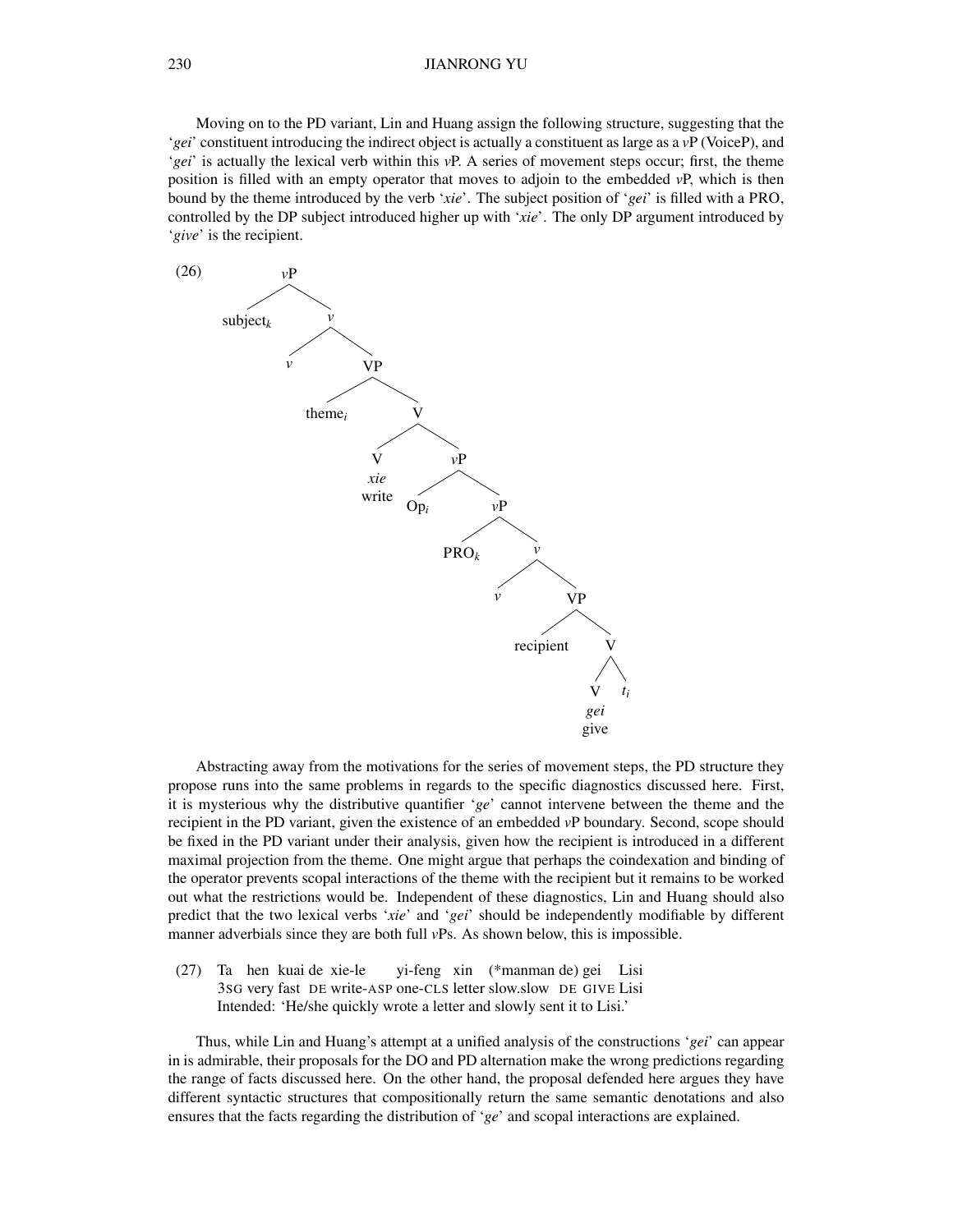Moving on to the PD variant, Lin and Huang assign the following structure, suggesting that the '*gei*' constituent introducing the indirect object is actually a constituent as large as a *v*P (VoiceP), and '*gei*' is actually the lexical verb within this *v*P. A series of movement steps occur; first, the theme position is filled with an empty operator that moves to adjoin to the embedded *v*P, which is then bound by the theme introduced by the verb '*xie*'. The subject position of '*gei*' is filled with a PRO, controlled by the DP subject introduced higher up with '*xie*'. The only DP argument introduced by '*give*' is the recipient.

(26)

```
[vP subject_k [v' v [VP theme_i [V' [V xie 'write'] [vP Op_i [vP PRO_k [v' v [VP recipient [V' [V gei 'give'] t_i ]]]]]]]]]
```

Abstracting away from the motivations for the series of movement steps, the PD structure they propose runs into the same problems in regards to the specific diagnostics discussed here. First, it is mysterious why the distributive quantifier '*ge*' cannot intervene between the theme and the recipient in the PD variant, given the existence of an embedded *v*P boundary. Second, scope should be fixed in the PD variant under their analysis, given how the recipient is introduced in a different maximal projection from the theme. One might argue that perhaps the coindexation and binding of the operator prevents scopal interactions of the theme with the recipient but it remains to be worked out what the restrictions would be. Independent of these diagnostics, Lin and Huang should also predict that the two lexical verbs '*xie*' and '*gei*' should be independently modifiable by different manner adverbials since they are both full *v*Ps. As shown below, this is impossible.

(27) Ta hen kuai de xie-le yi-feng xin (*manman de) gei Lisi
3SG very fast DE write-ASP one-CLS letter slow.slow DE GIVE Lisi
Intended: 'He/she quickly wrote a letter and slowly sent it to Lisi.'

Thus, while Lin and Huang's attempt at a unified analysis of the constructions '*gei*' can appear in is admirable, their proposals for the DO and PD alternation make the wrong predictions regarding the range of facts discussed here. On the other hand, the proposal defended here argues they have different syntactic structures that compositionally return the same semantic denotations and also ensures that the facts regarding the distribution of '*ge*' and scopal interactions are explained.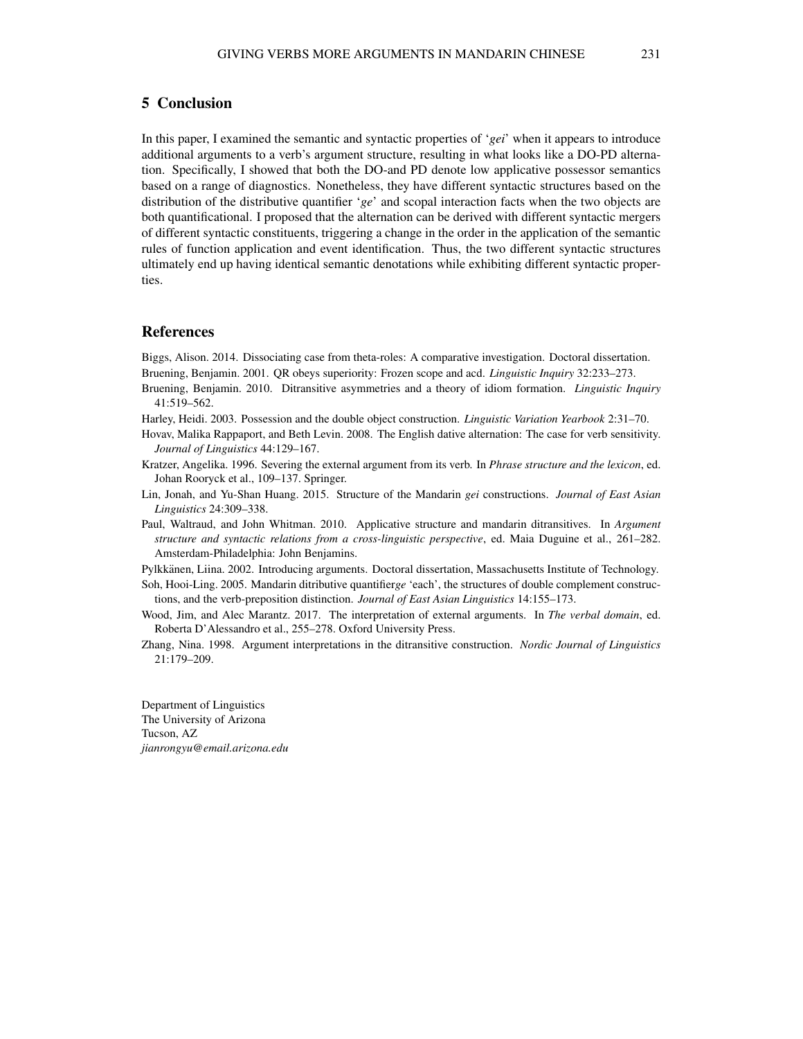## 5 Conclusion

In this paper, I examined the semantic and syntactic properties of '*gei*' when it appears to introduce additional arguments to a verb's argument structure, resulting in what looks like a DO-PD alternation. Specifically, I showed that both the DO-and PD denote low applicative possessor semantics based on a range of diagnostics. Nonetheless, they have different syntactic structures based on the distribution of the distributive quantifier '*ge*' and scopal interaction facts when the two objects are both quantificational. I proposed that the alternation can be derived with different syntactic mergers of different syntactic constituents, triggering a change in the order in the application of the semantic rules of function application and event identification. Thus, the two different syntactic structures ultimately end up having identical semantic denotations while exhibiting different syntactic properties.

## References

Biggs, Alison. 2014. Dissociating case from theta-roles: A comparative investigation. Doctoral dissertation.

Bruening, Benjamin. 2001. QR obeys superiority: Frozen scope and acd. *Linguistic Inquiry* 32:233–273.

Bruening, Benjamin. 2010. Ditransitive asymmetries and a theory of idiom formation. *Linguistic Inquiry* 41:519–562.

Harley, Heidi. 2003. Possession and the double object construction. *Linguistic Variation Yearbook* 2:31–70.

Hovav, Malika Rappaport, and Beth Levin. 2008. The English dative alternation: The case for verb sensitivity. *Journal of Linguistics* 44:129–167.

Kratzer, Angelika. 1996. Severing the external argument from its verb. In *Phrase structure and the lexicon*, ed. Johan Rooryck et al., 109–137. Springer.

Lin, Jonah, and Yu-Shan Huang. 2015. Structure of the Mandarin *gei* constructions. *Journal of East Asian Linguistics* 24:309–338.

Paul, Waltraud, and John Whitman. 2010. Applicative structure and mandarin ditransitives. In *Argument structure and syntactic relations from a cross-linguistic perspective*, ed. Maia Duguine et al., 261–282. Amsterdam-Philadelphia: John Benjamins.

Pylkkänen, Liina. 2002. Introducing arguments. Doctoral dissertation, Massachusetts Institute of Technology.

Soh, Hooi-Ling. 2005. Mandarin ditributive quantifier*ge* 'each', the structures of double complement constructions, and the verb-preposition distinction. *Journal of East Asian Linguistics* 14:155–173.

Wood, Jim, and Alec Marantz. 2017. The interpretation of external arguments. In *The verbal domain*, ed. Roberta D'Alessandro et al., 255–278. Oxford University Press.

Zhang, Nina. 1998. Argument interpretations in the ditransitive construction. *Nordic Journal of Linguistics* 21:179–209.

Department of Linguistics
The University of Arizona
Tucson, AZ
*jianrongyu@email.arizona.edu*